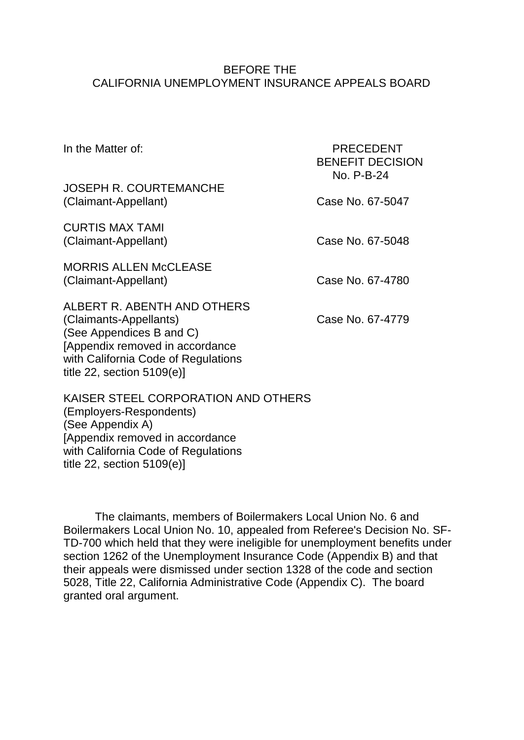BEFORE THE
CALIFORNIA UNEMPLOYMENT INSURANCE APPEALS BOARD

In the Matter of:

PRECEDENT
BENEFIT DECISION
No. P-B-24

JOSEPH R. COURTEMANCHE
(Claimant-Appellant)

Case No. 67-5047

CURTIS MAX TAMI
(Claimant-Appellant)

Case No. 67-5048

MORRIS ALLEN McCLEASE
(Claimant-Appellant)

Case No. 67-4780

ALBERT R. ABENTH AND OTHERS
(Claimants-Appellants)
(See Appendices B and C)
[Appendix removed in accordance with California Code of Regulations title 22, section 5109(e)]

Case No. 67-4779

KAISER STEEL CORPORATION AND OTHERS
(Employers-Respondents)
(See Appendix A)
[Appendix removed in accordance with California Code of Regulations title 22, section 5109(e)]

The claimants, members of Boilermakers Local Union No. 6 and Boilermakers Local Union No. 10, appealed from Referee's Decision No. SF-TD-700 which held that they were ineligible for unemployment benefits under section 1262 of the Unemployment Insurance Code (Appendix B) and that their appeals were dismissed under section 1328 of the code and section 5028, Title 22, California Administrative Code (Appendix C). The board granted oral argument.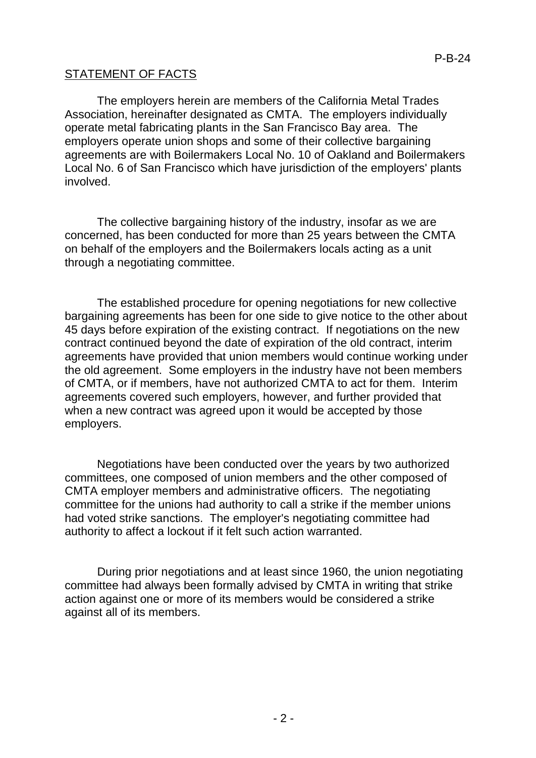STATEMENT OF FACTS

The employers herein are members of the California Metal Trades Association, hereinafter designated as CMTA. The employers individually operate metal fabricating plants in the San Francisco Bay area. The employers operate union shops and some of their collective bargaining agreements are with Boilermakers Local No. 10 of Oakland and Boilermakers Local No. 6 of San Francisco which have jurisdiction of the employers' plants involved.

The collective bargaining history of the industry, insofar as we are concerned, has been conducted for more than 25 years between the CMTA on behalf of the employers and the Boilermakers locals acting as a unit through a negotiating committee.

The established procedure for opening negotiations for new collective bargaining agreements has been for one side to give notice to the other about 45 days before expiration of the existing contract. If negotiations on the new contract continued beyond the date of expiration of the old contract, interim agreements have provided that union members would continue working under the old agreement. Some employers in the industry have not been members of CMTA, or if members, have not authorized CMTA to act for them. Interim agreements covered such employers, however, and further provided that when a new contract was agreed upon it would be accepted by those employers.

Negotiations have been conducted over the years by two authorized committees, one composed of union members and the other composed of CMTA employer members and administrative officers. The negotiating committee for the unions had authority to call a strike if the member unions had voted strike sanctions. The employer's negotiating committee had authority to affect a lockout if it felt such action warranted.

During prior negotiations and at least since 1960, the union negotiating committee had always been formally advised by CMTA in writing that strike action against one or more of its members would be considered a strike against all of its members.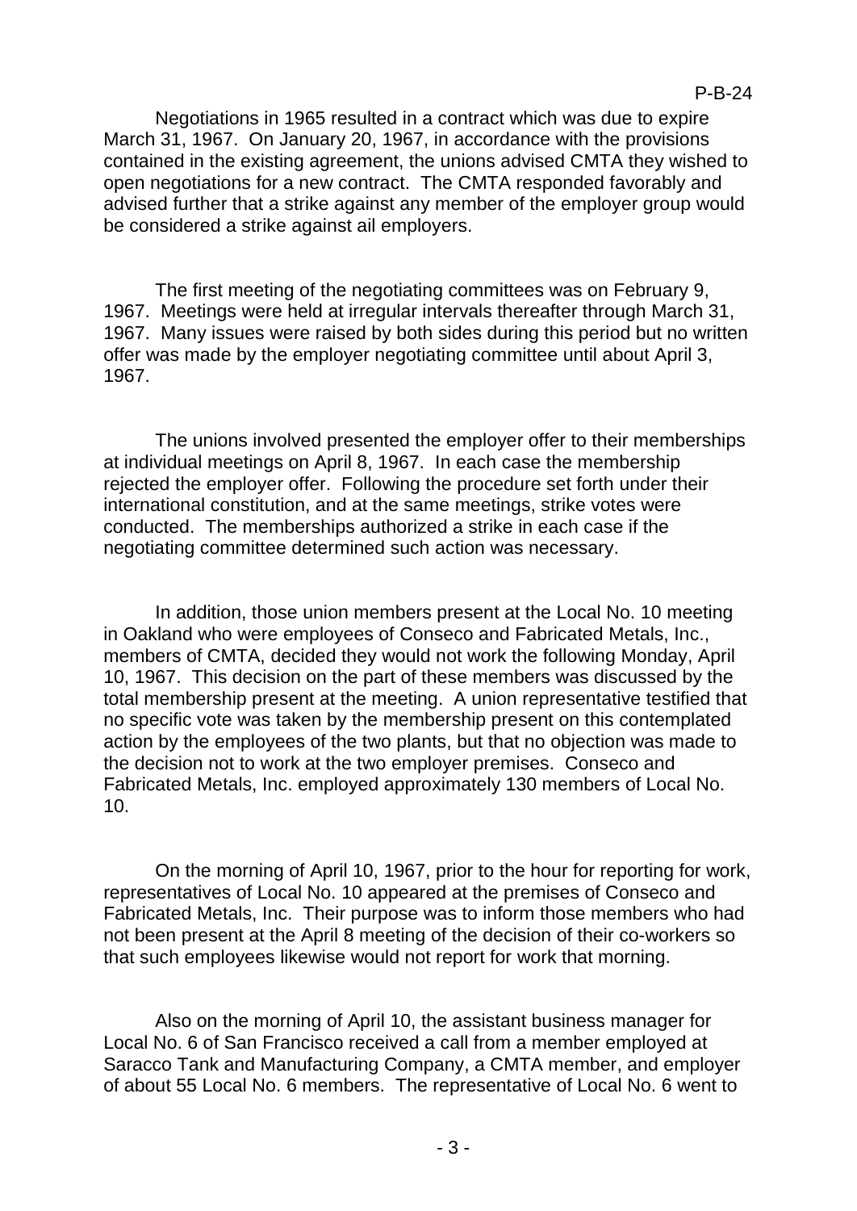Negotiations in 1965 resulted in a contract which was due to expire March 31, 1967. On January 20, 1967, in accordance with the provisions contained in the existing agreement, the unions advised CMTA they wished to open negotiations for a new contract. The CMTA responded favorably and advised further that a strike against any member of the employer group would be considered a strike against ail employers.

The first meeting of the negotiating committees was on February 9, 1967. Meetings were held at irregular intervals thereafter through March 31, 1967. Many issues were raised by both sides during this period but no written offer was made by the employer negotiating committee until about April 3, 1967.

The unions involved presented the employer offer to their memberships at individual meetings on April 8, 1967. In each case the membership rejected the employer offer. Following the procedure set forth under their international constitution, and at the same meetings, strike votes were conducted. The memberships authorized a strike in each case if the negotiating committee determined such action was necessary.

In addition, those union members present at the Local No. 10 meeting in Oakland who were employees of Conseco and Fabricated Metals, Inc., members of CMTA, decided they would not work the following Monday, April 10, 1967. This decision on the part of these members was discussed by the total membership present at the meeting. A union representative testified that no specific vote was taken by the membership present on this contemplated action by the employees of the two plants, but that no objection was made to the decision not to work at the two employer premises. Conseco and Fabricated Metals, Inc. employed approximately 130 members of Local No. 10.

On the morning of April 10, 1967, prior to the hour for reporting for work, representatives of Local No. 10 appeared at the premises of Conseco and Fabricated Metals, Inc. Their purpose was to inform those members who had not been present at the April 8 meeting of the decision of their co-workers so that such employees likewise would not report for work that morning.

Also on the morning of April 10, the assistant business manager for Local No. 6 of San Francisco received a call from a member employed at Saracco Tank and Manufacturing Company, a CMTA member, and employer of about 55 Local No. 6 members. The representative of Local No. 6 went to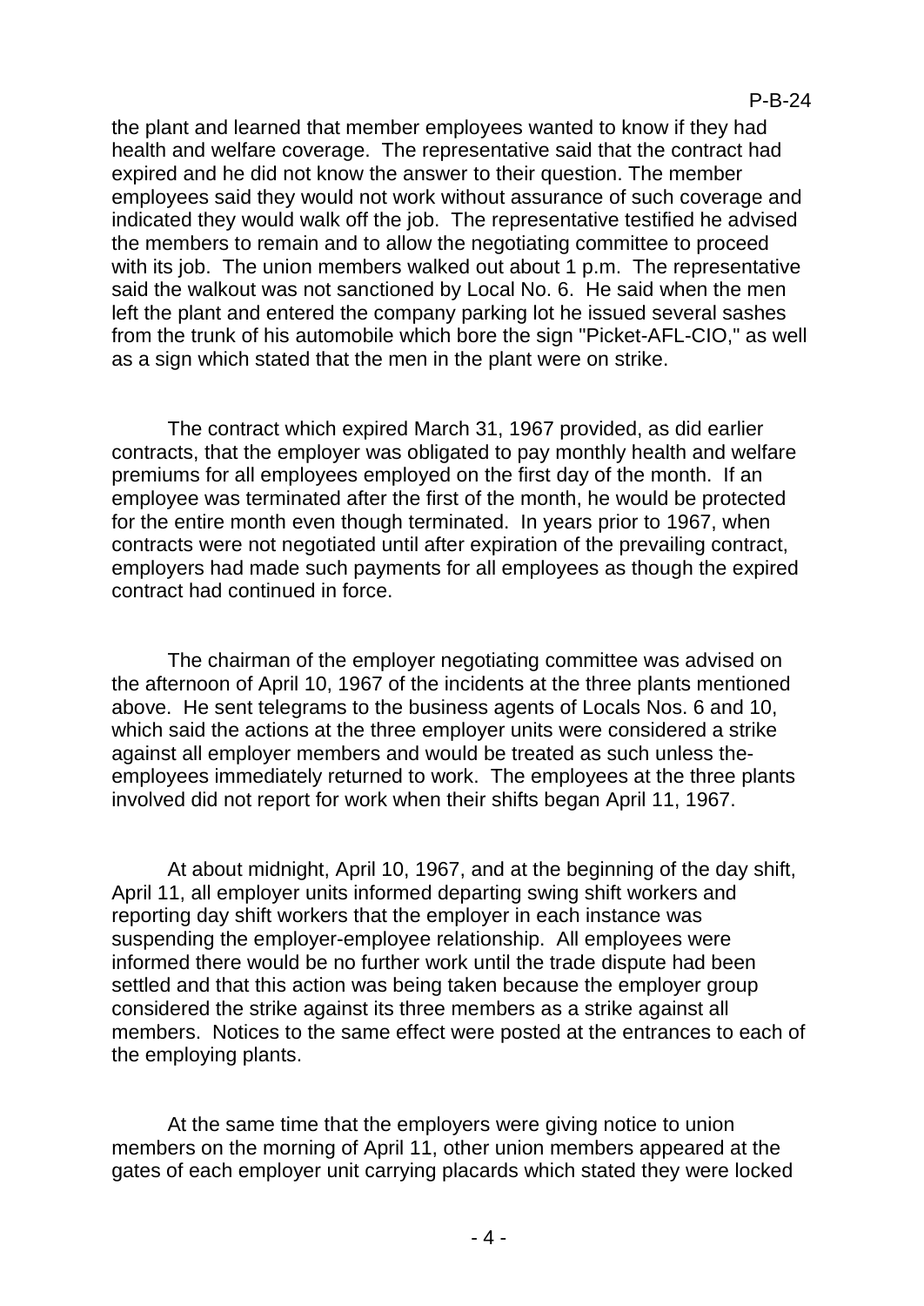the plant and learned that member employees wanted to know if they had health and welfare coverage. The representative said that the contract had expired and he did not know the answer to their question. The member employees said they would not work without assurance of such coverage and indicated they would walk off the job. The representative testified he advised the members to remain and to allow the negotiating committee to proceed with its job. The union members walked out about 1 p.m. The representative said the walkout was not sanctioned by Local No. 6. He said when the men left the plant and entered the company parking lot he issued several sashes from the trunk of his automobile which bore the sign "Picket-AFL-CIO," as well as a sign which stated that the men in the plant were on strike.

The contract which expired March 31, 1967 provided, as did earlier contracts, that the employer was obligated to pay monthly health and welfare premiums for all employees employed on the first day of the month. If an employee was terminated after the first of the month, he would be protected for the entire month even though terminated. In years prior to 1967, when contracts were not negotiated until after expiration of the prevailing contract, employers had made such payments for all employees as though the expired contract had continued in force.

The chairman of the employer negotiating committee was advised on the afternoon of April 10, 1967 of the incidents at the three plants mentioned above. He sent telegrams to the business agents of Locals Nos. 6 and 10, which said the actions at the three employer units were considered a strike against all employer members and would be treated as such unless the-employees immediately returned to work. The employees at the three plants involved did not report for work when their shifts began April 11, 1967.

At about midnight, April 10, 1967, and at the beginning of the day shift, April 11, all employer units informed departing swing shift workers and reporting day shift workers that the employer in each instance was suspending the employer-employee relationship. All employees were informed there would be no further work until the trade dispute had been settled and that this action was being taken because the employer group considered the strike against its three members as a strike against all members. Notices to the same effect were posted at the entrances to each of the employing plants.

At the same time that the employers were giving notice to union members on the morning of April 11, other union members appeared at the gates of each employer unit carrying placards which stated they were locked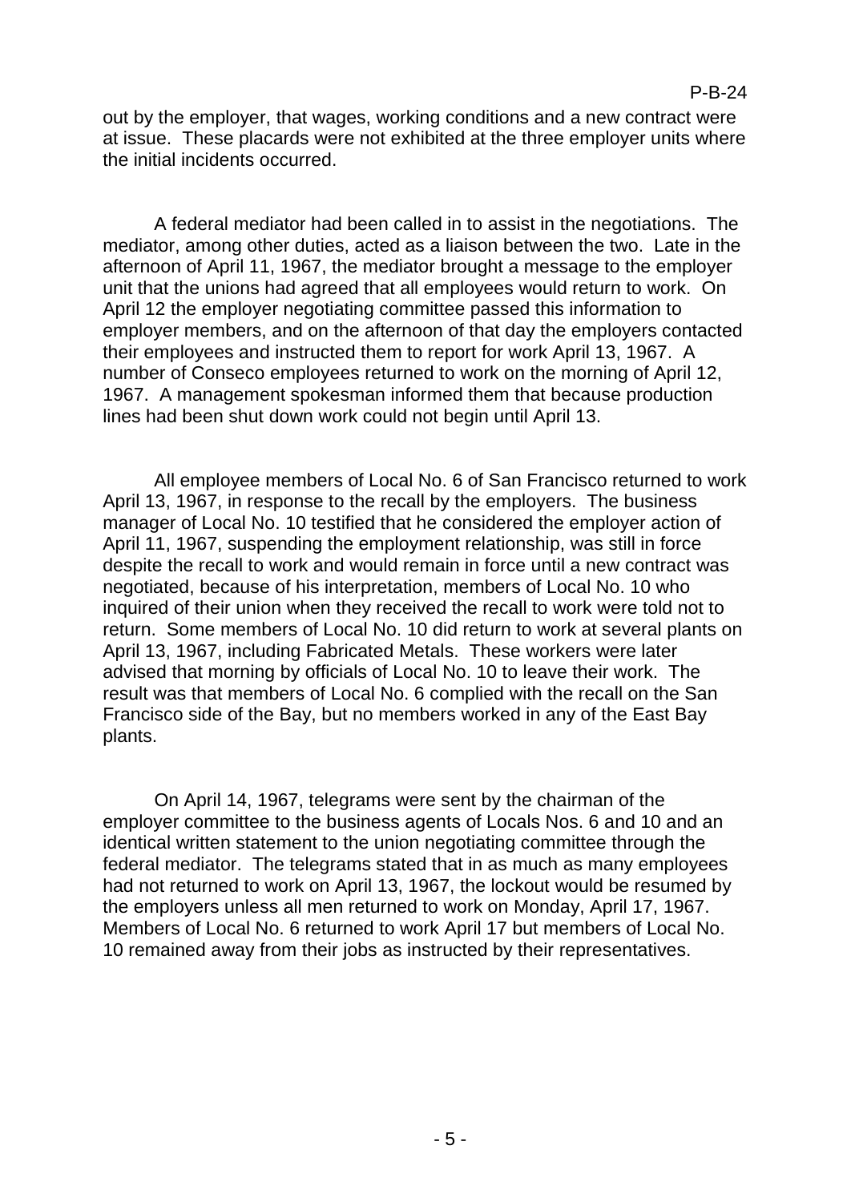out by the employer, that wages, working conditions and a new contract were at issue. These placards were not exhibited at the three employer units where the initial incidents occurred.

A federal mediator had been called in to assist in the negotiations. The mediator, among other duties, acted as a liaison between the two. Late in the afternoon of April 11, 1967, the mediator brought a message to the employer unit that the unions had agreed that all employees would return to work. On April 12 the employer negotiating committee passed this information to employer members, and on the afternoon of that day the employers contacted their employees and instructed them to report for work April 13, 1967. A number of Conseco employees returned to work on the morning of April 12, 1967. A management spokesman informed them that because production lines had been shut down work could not begin until April 13.

All employee members of Local No. 6 of San Francisco returned to work April 13, 1967, in response to the recall by the employers. The business manager of Local No. 10 testified that he considered the employer action of April 11, 1967, suspending the employment relationship, was still in force despite the recall to work and would remain in force until a new contract was negotiated, because of his interpretation, members of Local No. 10 who inquired of their union when they received the recall to work were told not to return. Some members of Local No. 10 did return to work at several plants on April 13, 1967, including Fabricated Metals. These workers were later advised that morning by officials of Local No. 10 to leave their work. The result was that members of Local No. 6 complied with the recall on the San Francisco side of the Bay, but no members worked in any of the East Bay plants.

On April 14, 1967, telegrams were sent by the chairman of the employer committee to the business agents of Locals Nos. 6 and 10 and an identical written statement to the union negotiating committee through the federal mediator. The telegrams stated that in as much as many employees had not returned to work on April 13, 1967, the lockout would be resumed by the employers unless all men returned to work on Monday, April 17, 1967. Members of Local No. 6 returned to work April 17 but members of Local No. 10 remained away from their jobs as instructed by their representatives.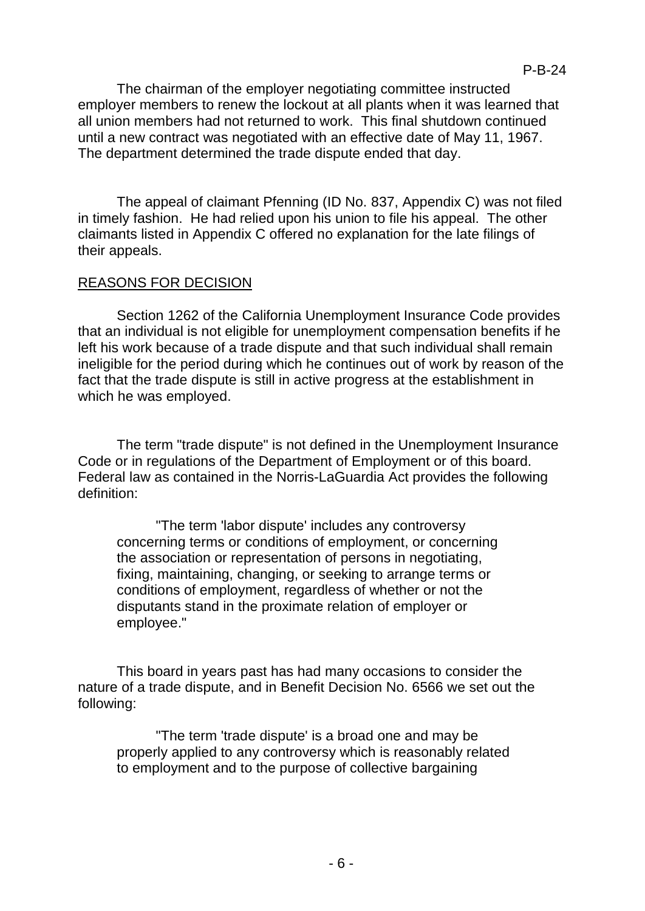The chairman of the employer negotiating committee instructed employer members to renew the lockout at all plants when it was learned that all union members had not returned to work. This final shutdown continued until a new contract was negotiated with an effective date of May 11, 1967. The department determined the trade dispute ended that day.

The appeal of claimant Pfenning (ID No. 837, Appendix C) was not filed in timely fashion. He had relied upon his union to file his appeal. The other claimants listed in Appendix C offered no explanation for the late filings of their appeals.

## REASONS FOR DECISION

Section 1262 of the California Unemployment Insurance Code provides that an individual is not eligible for unemployment compensation benefits if he left his work because of a trade dispute and that such individual shall remain ineligible for the period during which he continues out of work by reason of the fact that the trade dispute is still in active progress at the establishment in which he was employed.

The term "trade dispute" is not defined in the Unemployment Insurance Code or in regulations of the Department of Employment or of this board. Federal law as contained in the Norris-LaGuardia Act provides the following definition:

> "The term 'labor dispute' includes any controversy concerning terms or conditions of employment, or concerning the association or representation of persons in negotiating, fixing, maintaining, changing, or seeking to arrange terms or conditions of employment, regardless of whether or not the disputants stand in the proximate relation of employer or employee."

This board in years past has had many occasions to consider the nature of a trade dispute, and in Benefit Decision No. 6566 we set out the following:

> "The term 'trade dispute' is a broad one and may be properly applied to any controversy which is reasonably related to employment and to the purpose of collective bargaining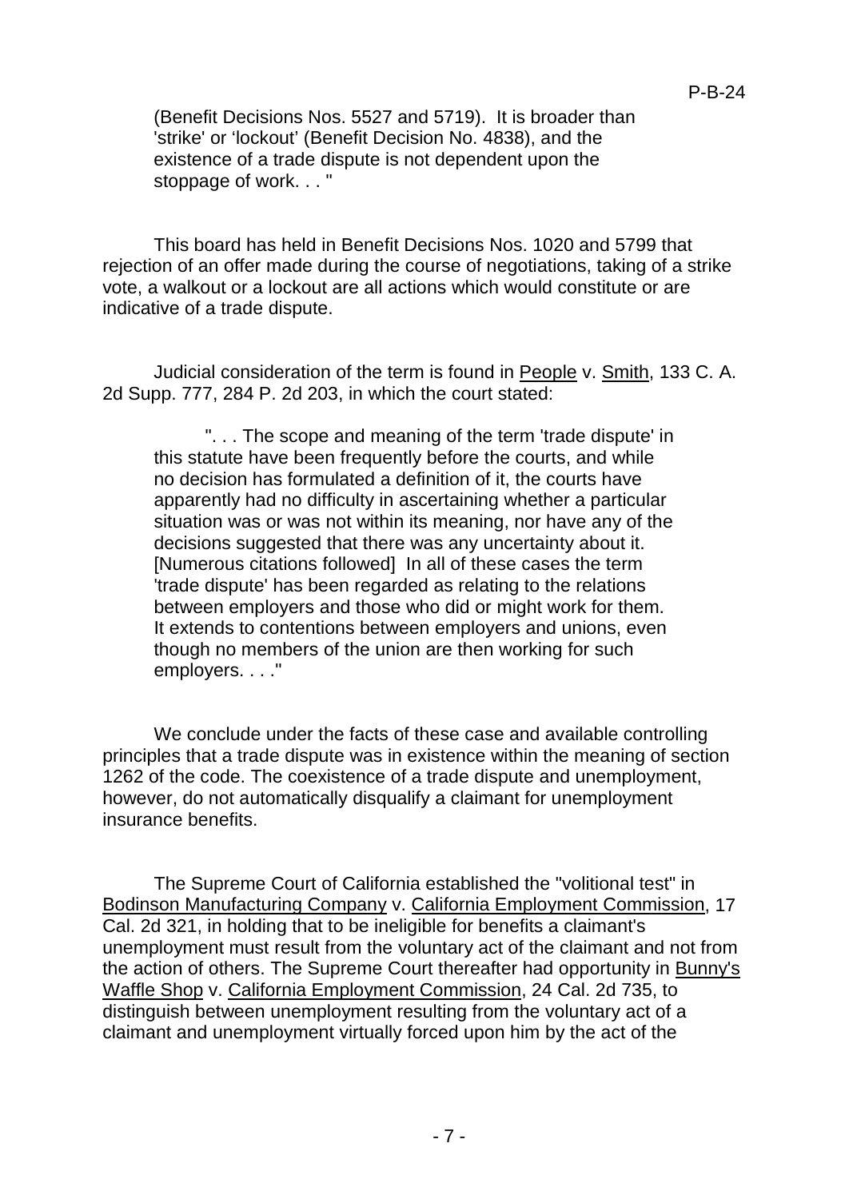(Benefit Decisions Nos. 5527 and 5719). It is broader than 'strike' or 'lockout' (Benefit Decision No. 4838), and the existence of a trade dispute is not dependent upon the stoppage of work. . . "

This board has held in Benefit Decisions Nos. 1020 and 5799 that rejection of an offer made during the course of negotiations, taking of a strike vote, a walkout or a lockout are all actions which would constitute or are indicative of a trade dispute.

Judicial consideration of the term is found in People v. Smith, 133 C. A. 2d Supp. 777, 284 P. 2d 203, in which the court stated:

> ". . . The scope and meaning of the term 'trade dispute' in this statute have been frequently before the courts, and while no decision has formulated a definition of it, the courts have apparently had no difficulty in ascertaining whether a particular situation was or was not within its meaning, nor have any of the decisions suggested that there was any uncertainty about it. [Numerous citations followed] In all of these cases the term 'trade dispute' has been regarded as relating to the relations between employers and those who did or might work for them. It extends to contentions between employers and unions, even though no members of the union are then working for such employers. . . ."

We conclude under the facts of these case and available controlling principles that a trade dispute was in existence within the meaning of section 1262 of the code. The coexistence of a trade dispute and unemployment, however, do not automatically disqualify a claimant for unemployment insurance benefits.

The Supreme Court of California established the "volitional test" in Bodinson Manufacturing Company v. California Employment Commission, 17 Cal. 2d 321, in holding that to be ineligible for benefits a claimant's unemployment must result from the voluntary act of the claimant and not from the action of others. The Supreme Court thereafter had opportunity in Bunny's Waffle Shop v. California Employment Commission, 24 Cal. 2d 735, to distinguish between unemployment resulting from the voluntary act of a claimant and unemployment virtually forced upon him by the act of the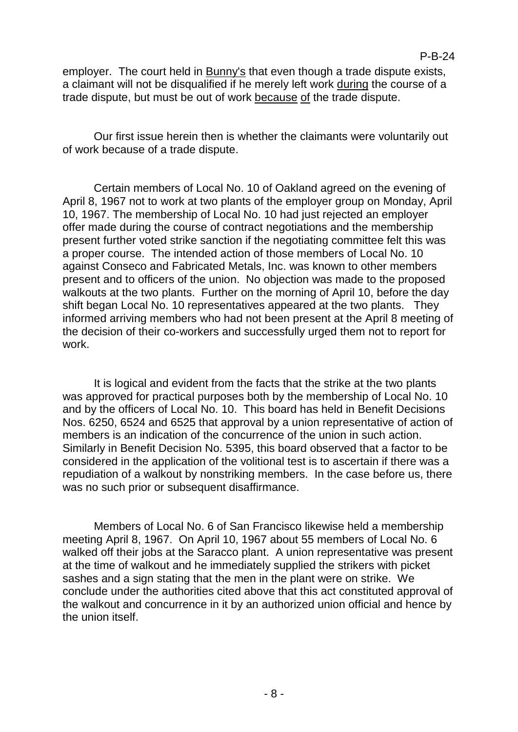employer. The court held in Bunny's that even though a trade dispute exists, a claimant will not be disqualified if he merely left work during the course of a trade dispute, but must be out of work because of the trade dispute.

Our first issue herein then is whether the claimants were voluntarily out of work because of a trade dispute.

Certain members of Local No. 10 of Oakland agreed on the evening of April 8, 1967 not to work at two plants of the employer group on Monday, April 10, 1967. The membership of Local No. 10 had just rejected an employer offer made during the course of contract negotiations and the membership present further voted strike sanction if the negotiating committee felt this was a proper course. The intended action of those members of Local No. 10 against Conseco and Fabricated Metals, Inc. was known to other members present and to officers of the union. No objection was made to the proposed walkouts at the two plants. Further on the morning of April 10, before the day shift began Local No. 10 representatives appeared at the two plants. They informed arriving members who had not been present at the April 8 meeting of the decision of their co-workers and successfully urged them not to report for work.

It is logical and evident from the facts that the strike at the two plants was approved for practical purposes both by the membership of Local No. 10 and by the officers of Local No. 10. This board has held in Benefit Decisions Nos. 6250, 6524 and 6525 that approval by a union representative of action of members is an indication of the concurrence of the union in such action. Similarly in Benefit Decision No. 5395, this board observed that a factor to be considered in the application of the volitional test is to ascertain if there was a repudiation of a walkout by nonstriking members. In the case before us, there was no such prior or subsequent disaffirmance.

Members of Local No. 6 of San Francisco likewise held a membership meeting April 8, 1967. On April 10, 1967 about 55 members of Local No. 6 walked off their jobs at the Saracco plant. A union representative was present at the time of walkout and he immediately supplied the strikers with picket sashes and a sign stating that the men in the plant were on strike. We conclude under the authorities cited above that this act constituted approval of the walkout and concurrence in it by an authorized union official and hence by the union itself.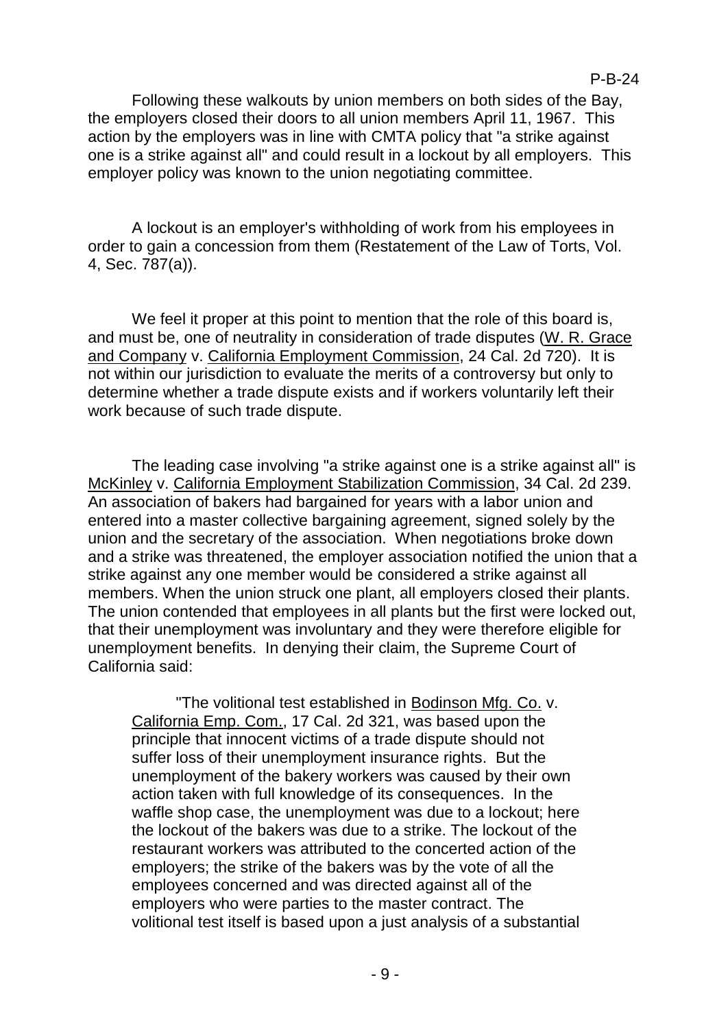Following these walkouts by union members on both sides of the Bay, the employers closed their doors to all union members April 11, 1967. This action by the employers was in line with CMTA policy that "a strike against one is a strike against all" and could result in a lockout by all employers. This employer policy was known to the union negotiating committee.

A lockout is an employer's withholding of work from his employees in order to gain a concession from them (Restatement of the Law of Torts, Vol. 4, Sec. 787(a)).

We feel it proper at this point to mention that the role of this board is, and must be, one of neutrality in consideration of trade disputes (W. R. Grace and Company v. California Employment Commission, 24 Cal. 2d 720). It is not within our jurisdiction to evaluate the merits of a controversy but only to determine whether a trade dispute exists and if workers voluntarily left their work because of such trade dispute.

The leading case involving "a strike against one is a strike against all" is McKinley v. California Employment Stabilization Commission, 34 Cal. 2d 239. An association of bakers had bargained for years with a labor union and entered into a master collective bargaining agreement, signed solely by the union and the secretary of the association. When negotiations broke down and a strike was threatened, the employer association notified the union that a strike against any one member would be considered a strike against all members. When the union struck one plant, all employers closed their plants. The union contended that employees in all plants but the first were locked out, that their unemployment was involuntary and they were therefore eligible for unemployment benefits. In denying their claim, the Supreme Court of California said:

> "The volitional test established in Bodinson Mfg. Co. v. California Emp. Com., 17 Cal. 2d 321, was based upon the principle that innocent victims of a trade dispute should not suffer loss of their unemployment insurance rights. But the unemployment of the bakery workers was caused by their own action taken with full knowledge of its consequences. In the waffle shop case, the unemployment was due to a lockout; here the lockout of the bakers was due to a strike. The lockout of the restaurant workers was attributed to the concerted action of the employers; the strike of the bakers was by the vote of all the employees concerned and was directed against all of the employers who were parties to the master contract. The volitional test itself is based upon a just analysis of a substantial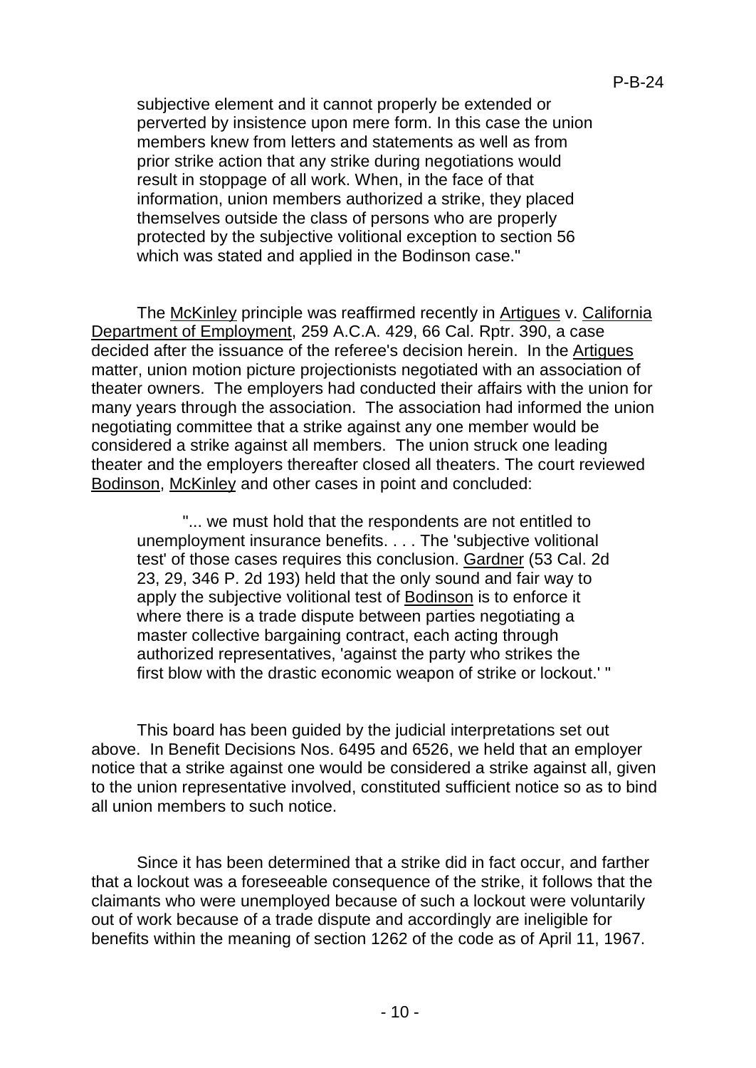> subjective element and it cannot properly be extended or perverted by insistence upon mere form. In this case the union members knew from letters and statements as well as from prior strike action that any strike during negotiations would result in stoppage of all work. When, in the face of that information, union members authorized a strike, they placed themselves outside the class of persons who are properly protected by the subjective volitional exception to section 56 which was stated and applied in the Bodinson case."

The McKinley principle was reaffirmed recently in Artigues v. California Department of Employment, 259 A.C.A. 429, 66 Cal. Rptr. 390, a case decided after the issuance of the referee's decision herein. In the Artigues matter, union motion picture projectionists negotiated with an association of theater owners. The employers had conducted their affairs with the union for many years through the association. The association had informed the union negotiating committee that a strike against any one member would be considered a strike against all members. The union struck one leading theater and the employers thereafter closed all theaters. The court reviewed Bodinson, McKinley and other cases in point and concluded:

> "... we must hold that the respondents are not entitled to unemployment insurance benefits. . . . The 'subjective volitional test' of those cases requires this conclusion. Gardner (53 Cal. 2d 23, 29, 346 P. 2d 193) held that the only sound and fair way to apply the subjective volitional test of Bodinson is to enforce it where there is a trade dispute between parties negotiating a master collective bargaining contract, each acting through authorized representatives, 'against the party who strikes the first blow with the drastic economic weapon of strike or lockout.' "

This board has been guided by the judicial interpretations set out above. In Benefit Decisions Nos. 6495 and 6526, we held that an employer notice that a strike against one would be considered a strike against all, given to the union representative involved, constituted sufficient notice so as to bind all union members to such notice.

Since it has been determined that a strike did in fact occur, and farther that a lockout was a foreseeable consequence of the strike, it follows that the claimants who were unemployed because of such a lockout were voluntarily out of work because of a trade dispute and accordingly are ineligible for benefits within the meaning of section 1262 of the code as of April 11, 1967.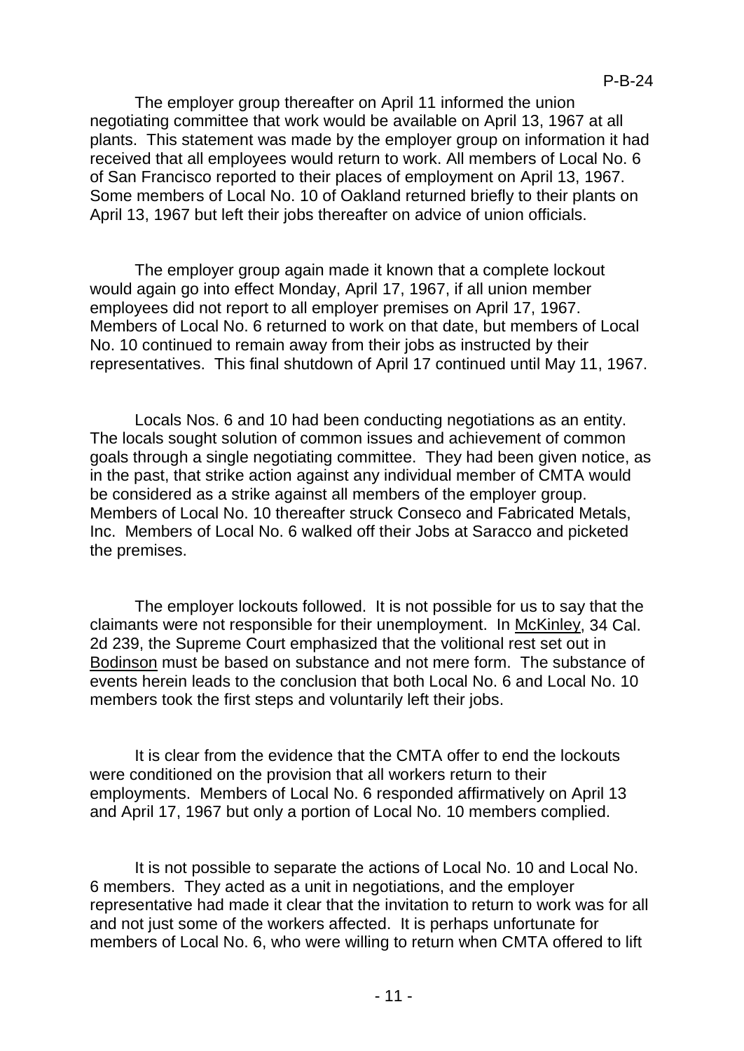The employer group thereafter on April 11 informed the union negotiating committee that work would be available on April 13, 1967 at all plants. This statement was made by the employer group on information it had received that all employees would return to work. All members of Local No. 6 of San Francisco reported to their places of employment on April 13, 1967. Some members of Local No. 10 of Oakland returned briefly to their plants on April 13, 1967 but left their jobs thereafter on advice of union officials.

The employer group again made it known that a complete lockout would again go into effect Monday, April 17, 1967, if all union member employees did not report to all employer premises on April 17, 1967. Members of Local No. 6 returned to work on that date, but members of Local No. 10 continued to remain away from their jobs as instructed by their representatives. This final shutdown of April 17 continued until May 11, 1967.

Locals Nos. 6 and 10 had been conducting negotiations as an entity. The locals sought solution of common issues and achievement of common goals through a single negotiating committee. They had been given notice, as in the past, that strike action against any individual member of CMTA would be considered as a strike against all members of the employer group. Members of Local No. 10 thereafter struck Conseco and Fabricated Metals, Inc. Members of Local No. 6 walked off their Jobs at Saracco and picketed the premises.

The employer lockouts followed. It is not possible for us to say that the claimants were not responsible for their unemployment. In McKinley, 34 Cal. 2d 239, the Supreme Court emphasized that the volitional rest set out in Bodinson must be based on substance and not mere form. The substance of events herein leads to the conclusion that both Local No. 6 and Local No. 10 members took the first steps and voluntarily left their jobs.

It is clear from the evidence that the CMTA offer to end the lockouts were conditioned on the provision that all workers return to their employments. Members of Local No. 6 responded affirmatively on April 13 and April 17, 1967 but only a portion of Local No. 10 members complied.

It is not possible to separate the actions of Local No. 10 and Local No. 6 members. They acted as a unit in negotiations, and the employer representative had made it clear that the invitation to return to work was for all and not just some of the workers affected. It is perhaps unfortunate for members of Local No. 6, who were willing to return when CMTA offered to lift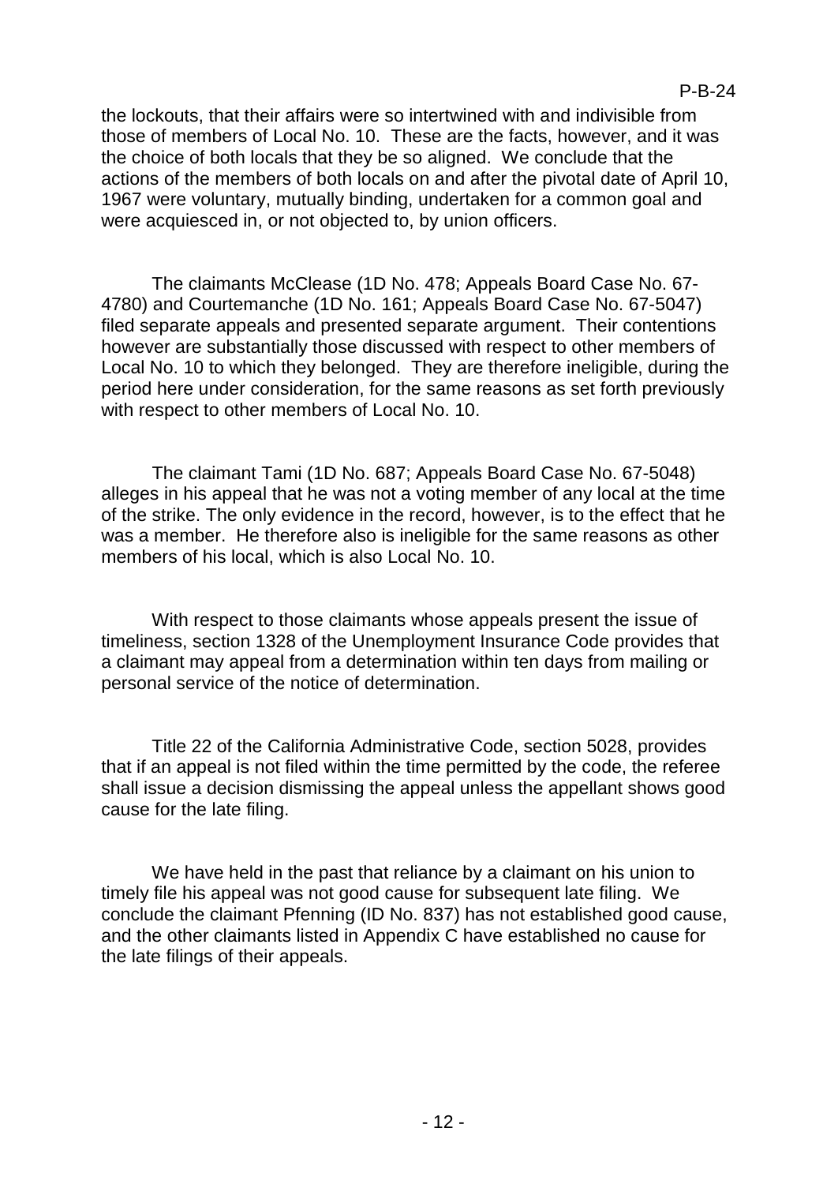the lockouts, that their affairs were so intertwined with and indivisible from those of members of Local No. 10. These are the facts, however, and it was the choice of both locals that they be so aligned. We conclude that the actions of the members of both locals on and after the pivotal date of April 10, 1967 were voluntary, mutually binding, undertaken for a common goal and were acquiesced in, or not objected to, by union officers.

The claimants McClease (1D No. 478; Appeals Board Case No. 67-4780) and Courtemanche (1D No. 161; Appeals Board Case No. 67-5047) filed separate appeals and presented separate argument. Their contentions however are substantially those discussed with respect to other members of Local No. 10 to which they belonged. They are therefore ineligible, during the period here under consideration, for the same reasons as set forth previously with respect to other members of Local No. 10.

The claimant Tami (1D No. 687; Appeals Board Case No. 67-5048) alleges in his appeal that he was not a voting member of any local at the time of the strike. The only evidence in the record, however, is to the effect that he was a member. He therefore also is ineligible for the same reasons as other members of his local, which is also Local No. 10.

With respect to those claimants whose appeals present the issue of timeliness, section 1328 of the Unemployment Insurance Code provides that a claimant may appeal from a determination within ten days from mailing or personal service of the notice of determination.

Title 22 of the California Administrative Code, section 5028, provides that if an appeal is not filed within the time permitted by the code, the referee shall issue a decision dismissing the appeal unless the appellant shows good cause for the late filing.

We have held in the past that reliance by a claimant on his union to timely file his appeal was not good cause for subsequent late filing. We conclude the claimant Pfenning (ID No. 837) has not established good cause, and the other claimants listed in Appendix C have established no cause for the late filings of their appeals.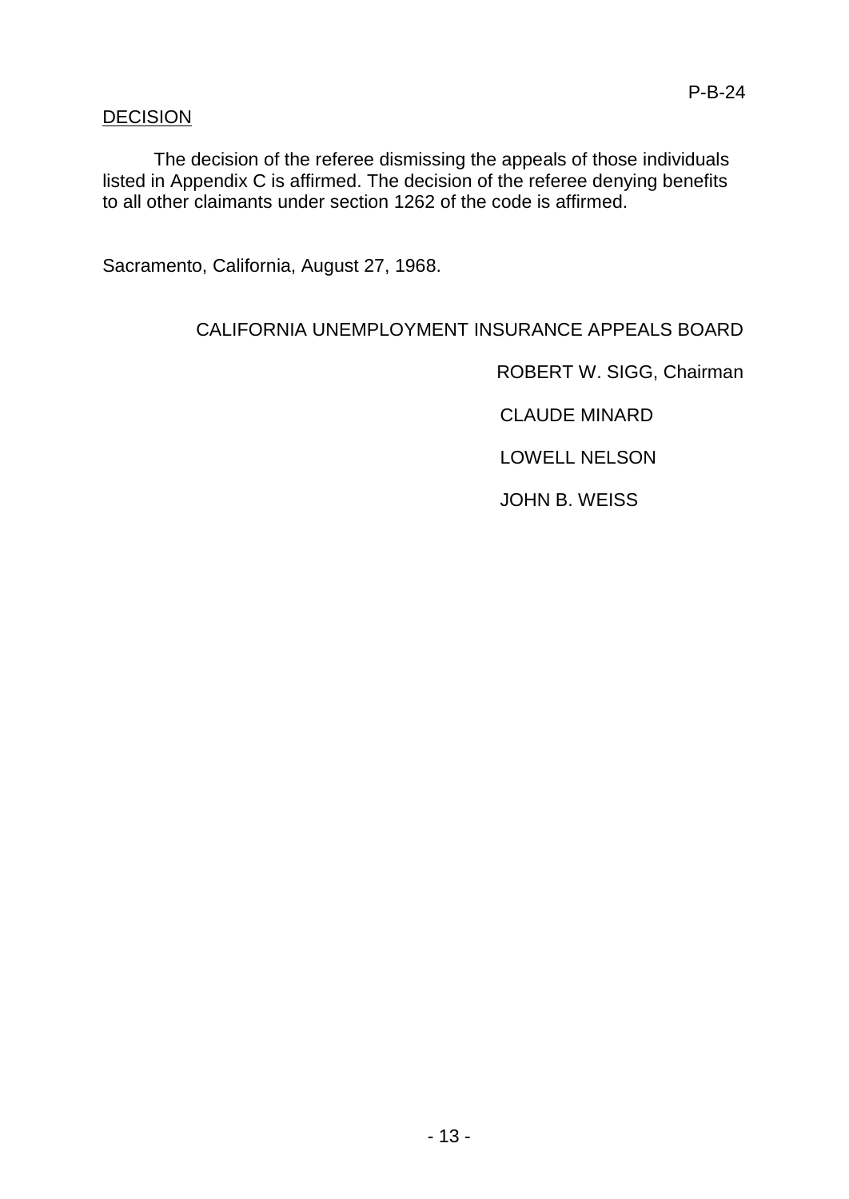P-B-24

## DECISION

The decision of the referee dismissing the appeals of those individuals listed in Appendix C is affirmed. The decision of the referee denying benefits to all other claimants under section 1262 of the code is affirmed.

Sacramento, California, August 27, 1968.

CALIFORNIA UNEMPLOYMENT INSURANCE APPEALS BOARD

ROBERT W. SIGG, Chairman

CLAUDE MINARD

LOWELL NELSON

JOHN B. WEISS